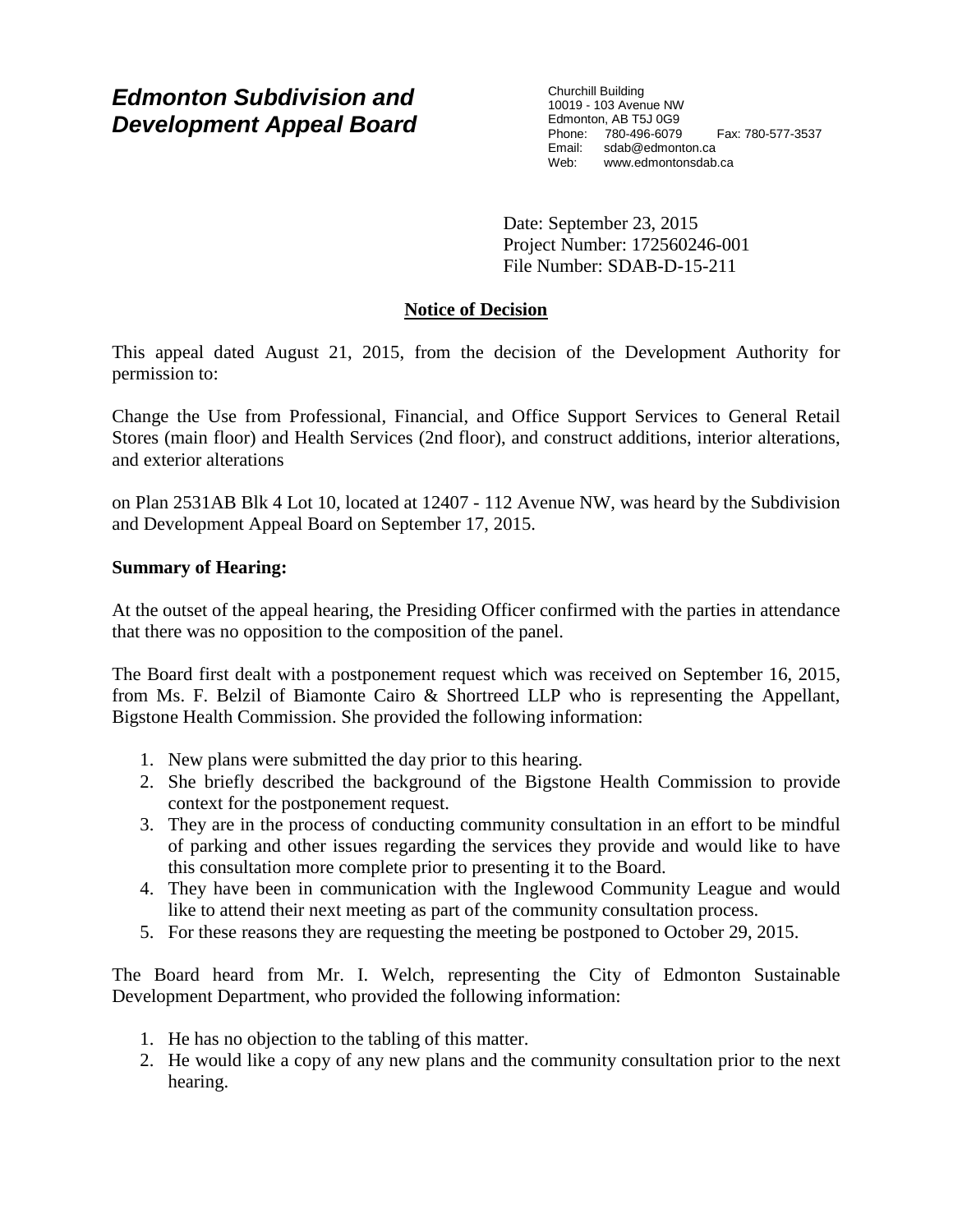# Edmonton Subdivision and Development Appeal Board

Churchill Building
10019 - 103 Avenue NW
Edmonton, AB T5J 0G9
Phone: 780-496-6079 Fax: 780-577-3537
Email: sdab@edmonton.ca
Web: www.edmontonsdab.ca

Date: September 23, 2015
Project Number: 172560246-001
File Number: SDAB-D-15-211

## Notice of Decision

This appeal dated August 21, 2015, from the decision of the Development Authority for permission to:

Change the Use from Professional, Financial, and Office Support Services to General Retail Stores (main floor) and Health Services (2nd floor), and construct additions, interior alterations, and exterior alterations

on Plan 2531AB Blk 4 Lot 10, located at 12407 - 112 Avenue NW, was heard by the Subdivision and Development Appeal Board on September 17, 2015.

**Summary of Hearing:**

At the outset of the appeal hearing, the Presiding Officer confirmed with the parties in attendance that there was no opposition to the composition of the panel.

The Board first dealt with a postponement request which was received on September 16, 2015, from Ms. F. Belzil of Biamonte Cairo & Shortreed LLP who is representing the Appellant, Bigstone Health Commission. She provided the following information:

1. New plans were submitted the day prior to this hearing.
2. She briefly described the background of the Bigstone Health Commission to provide context for the postponement request.
3. They are in the process of conducting community consultation in an effort to be mindful of parking and other issues regarding the services they provide and would like to have this consultation more complete prior to presenting it to the Board.
4. They have been in communication with the Inglewood Community League and would like to attend their next meeting as part of the community consultation process.
5. For these reasons they are requesting the meeting be postponed to October 29, 2015.

The Board heard from Mr. I. Welch, representing the City of Edmonton Sustainable Development Department, who provided the following information:

1. He has no objection to the tabling of this matter.
2. He would like a copy of any new plans and the community consultation prior to the next hearing.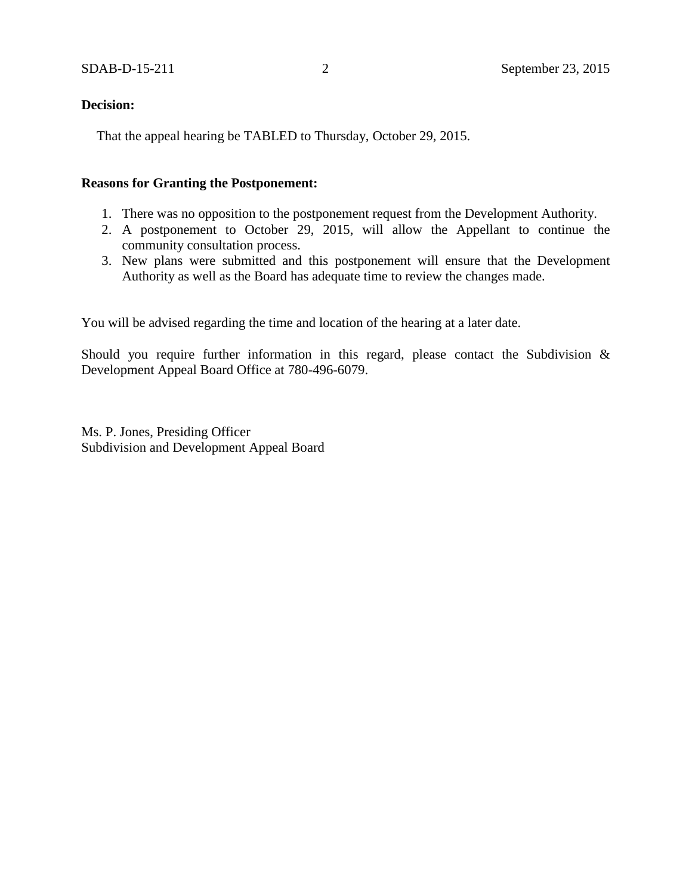**Decision:**

That the appeal hearing be TABLED to Thursday, October 29, 2015.

**Reasons for Granting the Postponement:**

1. There was no opposition to the postponement request from the Development Authority.
2. A postponement to October 29, 2015, will allow the Appellant to continue the community consultation process.
3. New plans were submitted and this postponement will ensure that the Development Authority as well as the Board has adequate time to review the changes made.

You will be advised regarding the time and location of the hearing at a later date.

Should you require further information in this regard, please contact the Subdivision & Development Appeal Board Office at 780-496-6079.

Ms. P. Jones, Presiding Officer
Subdivision and Development Appeal Board